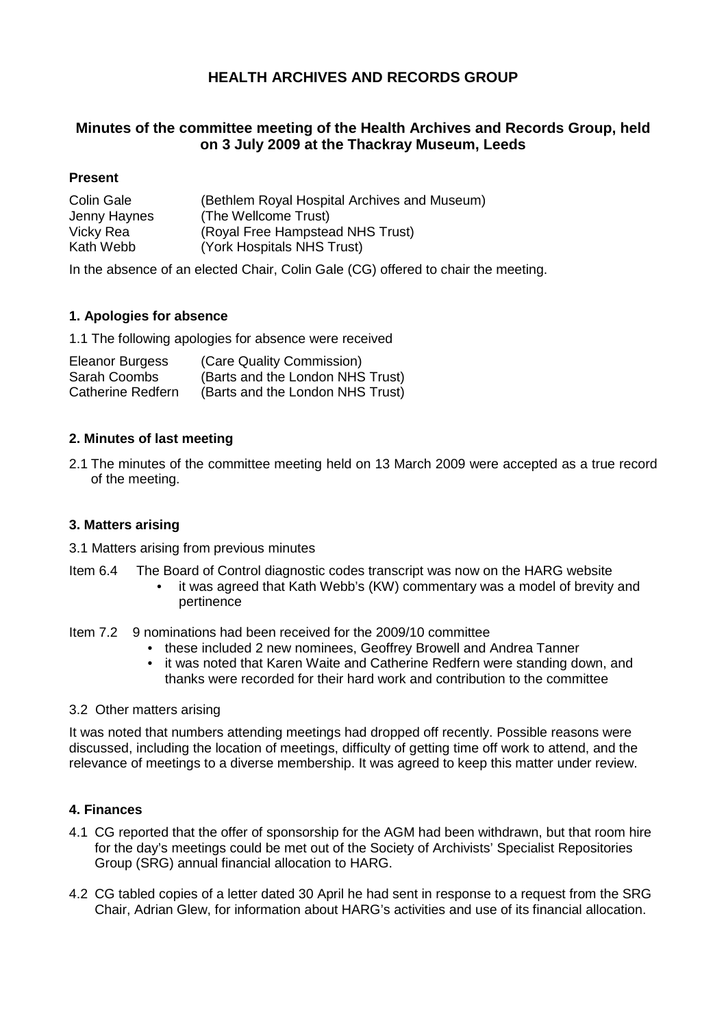# HEALTH ARCHIVES AND RECORDS GROUP

## Minutes of the committee meeting of the Health Archives and Records Group, held on 3 July 2009 at the Thackray Museum, Leeds

### Present

| | |
|---|---|
| Colin Gale | (Bethlem Royal Hospital Archives and Museum) |
| Jenny Haynes | (The Wellcome Trust) |
| Vicky Rea | (Royal Free Hampstead NHS Trust) |
| Kath Webb | (York Hospitals NHS Trust) |

In the absence of an elected Chair, Colin Gale (CG) offered to chair the meeting.

### 1. Apologies for absence

1.1 The following apologies for absence were received

| | |
|---|---|
| Eleanor Burgess | (Care Quality Commission) |
| Sarah Coombs | (Barts and the London NHS Trust) |
| Catherine Redfern | (Barts and the London NHS Trust) |

### 2. Minutes of last meeting

2.1 The minutes of the committee meeting held on 13 March 2009 were accepted as a true record of the meeting.

### 3. Matters arising

3.1 Matters arising from previous minutes

Item 6.4 The Board of Control diagnostic codes transcript was now on the HARG website

- it was agreed that Kath Webb's (KW) commentary was a model of brevity and pertinence

Item 7.2 9 nominations had been received for the 2009/10 committee

- these included 2 new nominees, Geoffrey Browell and Andrea Tanner
- it was noted that Karen Waite and Catherine Redfern were standing down, and thanks were recorded for their hard work and contribution to the committee

3.2 Other matters arising

It was noted that numbers attending meetings had dropped off recently. Possible reasons were discussed, including the location of meetings, difficulty of getting time off work to attend, and the relevance of meetings to a diverse membership. It was agreed to keep this matter under review.

### 4. Finances

4.1 CG reported that the offer of sponsorship for the AGM had been withdrawn, but that room hire for the day's meetings could be met out of the Society of Archivists' Specialist Repositories Group (SRG) annual financial allocation to HARG.

4.2 CG tabled copies of a letter dated 30 April he had sent in response to a request from the SRG Chair, Adrian Glew, for information about HARG's activities and use of its financial allocation.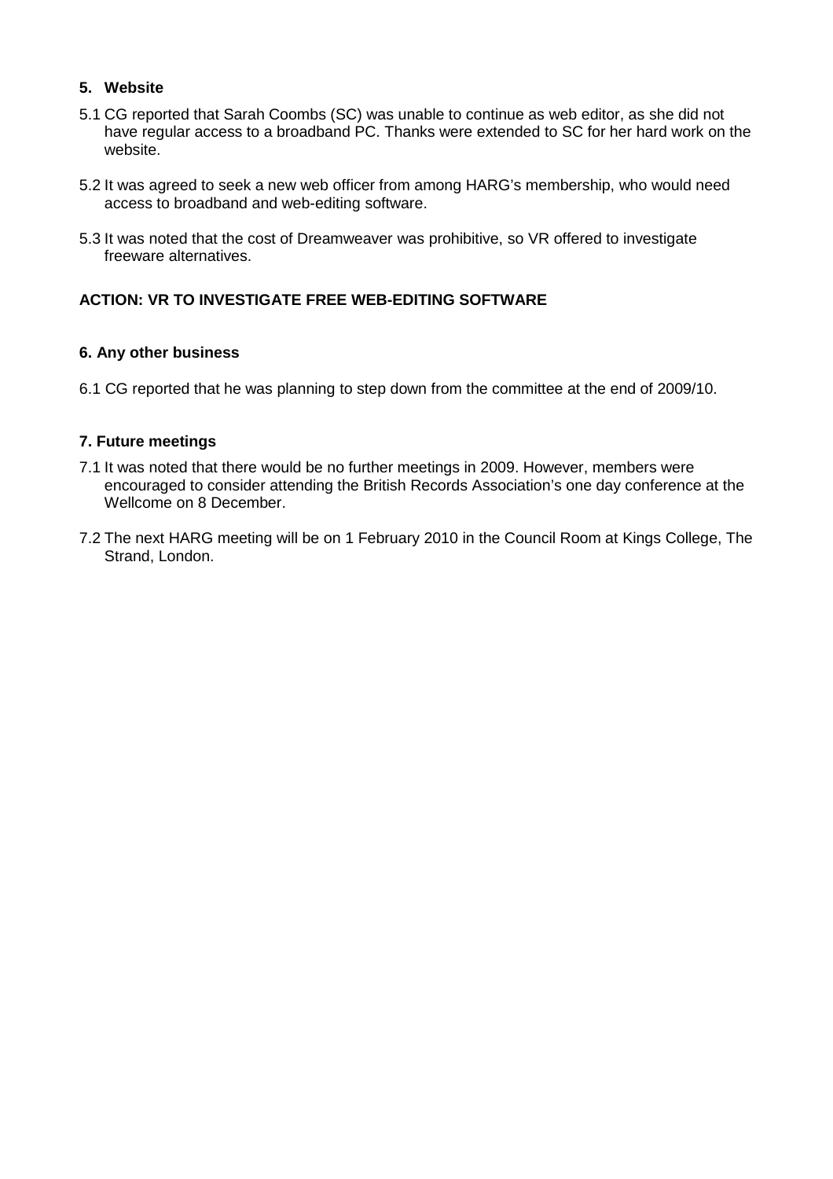## 5. Website

5.1 CG reported that Sarah Coombs (SC) was unable to continue as web editor, as she did not have regular access to a broadband PC. Thanks were extended to SC for her hard work on the website.

5.2 It was agreed to seek a new web officer from among HARG's membership, who would need access to broadband and web-editing software.

5.3 It was noted that the cost of Dreamweaver was prohibitive, so VR offered to investigate freeware alternatives.

**ACTION: VR TO INVESTIGATE FREE WEB-EDITING SOFTWARE**

## 6. Any other business

6.1 CG reported that he was planning to step down from the committee at the end of 2009/10.

## 7. Future meetings

7.1 It was noted that there would be no further meetings in 2009. However, members were encouraged to consider attending the British Records Association's one day conference at the Wellcome on 8 December.

7.2 The next HARG meeting will be on 1 February 2010 in the Council Room at Kings College, The Strand, London.